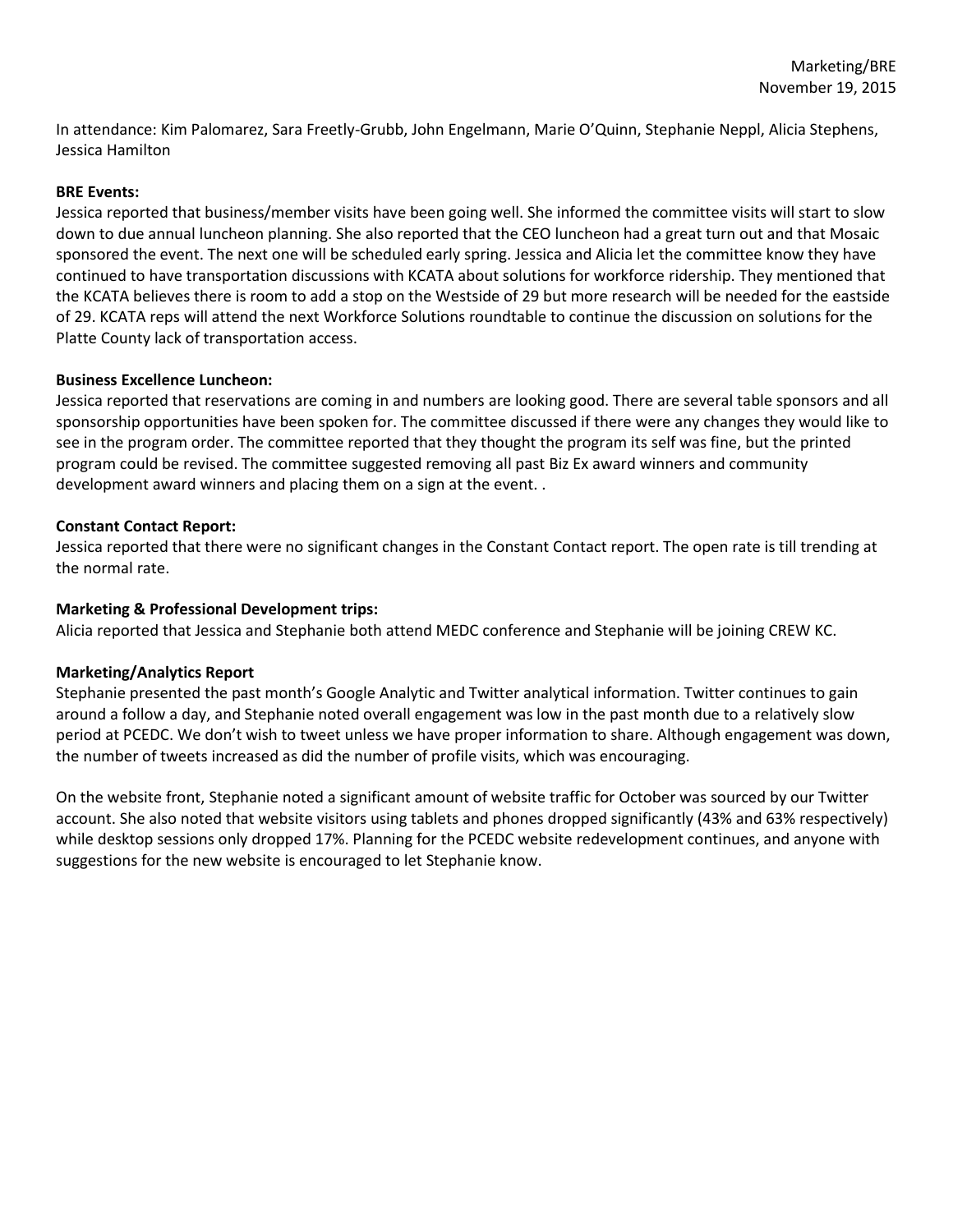Marketing/BRE
November 19, 2015

In attendance: Kim Palomarez, Sara Freetly-Grubb, John Engelmann, Marie O'Quinn, Stephanie Neppl, Alicia Stephens, Jessica Hamilton

**BRE Events:**

Jessica reported that business/member visits have been going well. She informed the committee visits will start to slow down to due annual luncheon planning. She also reported that the CEO luncheon had a great turn out and that Mosaic sponsored the event. The next one will be scheduled early spring. Jessica and Alicia let the committee know they have continued to have transportation discussions with KCATA about solutions for workforce ridership. They mentioned that the KCATA believes there is room to add a stop on the Westside of 29 but more research will be needed for the eastside of 29. KCATA reps will attend the next Workforce Solutions roundtable to continue the discussion on solutions for the Platte County lack of transportation access.

**Business Excellence Luncheon:**

Jessica reported that reservations are coming in and numbers are looking good. There are several table sponsors and all sponsorship opportunities have been spoken for. The committee discussed if there were any changes they would like to see in the program order. The committee reported that they thought the program its self was fine, but the printed program could be revised. The committee suggested removing all past Biz Ex award winners and community development award winners and placing them on a sign at the event. .

**Constant Contact Report:**

Jessica reported that there were no significant changes in the Constant Contact report. The open rate is till trending at the normal rate.

**Marketing & Professional Development trips:**

Alicia reported that Jessica and Stephanie both attend MEDC conference and Stephanie will be joining CREW KC.

**Marketing/Analytics Report**

Stephanie presented the past month's Google Analytic and Twitter analytical information. Twitter continues to gain around a follow a day, and Stephanie noted overall engagement was low in the past month due to a relatively slow period at PCEDC. We don't wish to tweet unless we have proper information to share. Although engagement was down, the number of tweets increased as did the number of profile visits, which was encouraging.

On the website front, Stephanie noted a significant amount of website traffic for October was sourced by our Twitter account. She also noted that website visitors using tablets and phones dropped significantly (43% and 63% respectively) while desktop sessions only dropped 17%. Planning for the PCEDC website redevelopment continues, and anyone with suggestions for the new website is encouraged to let Stephanie know.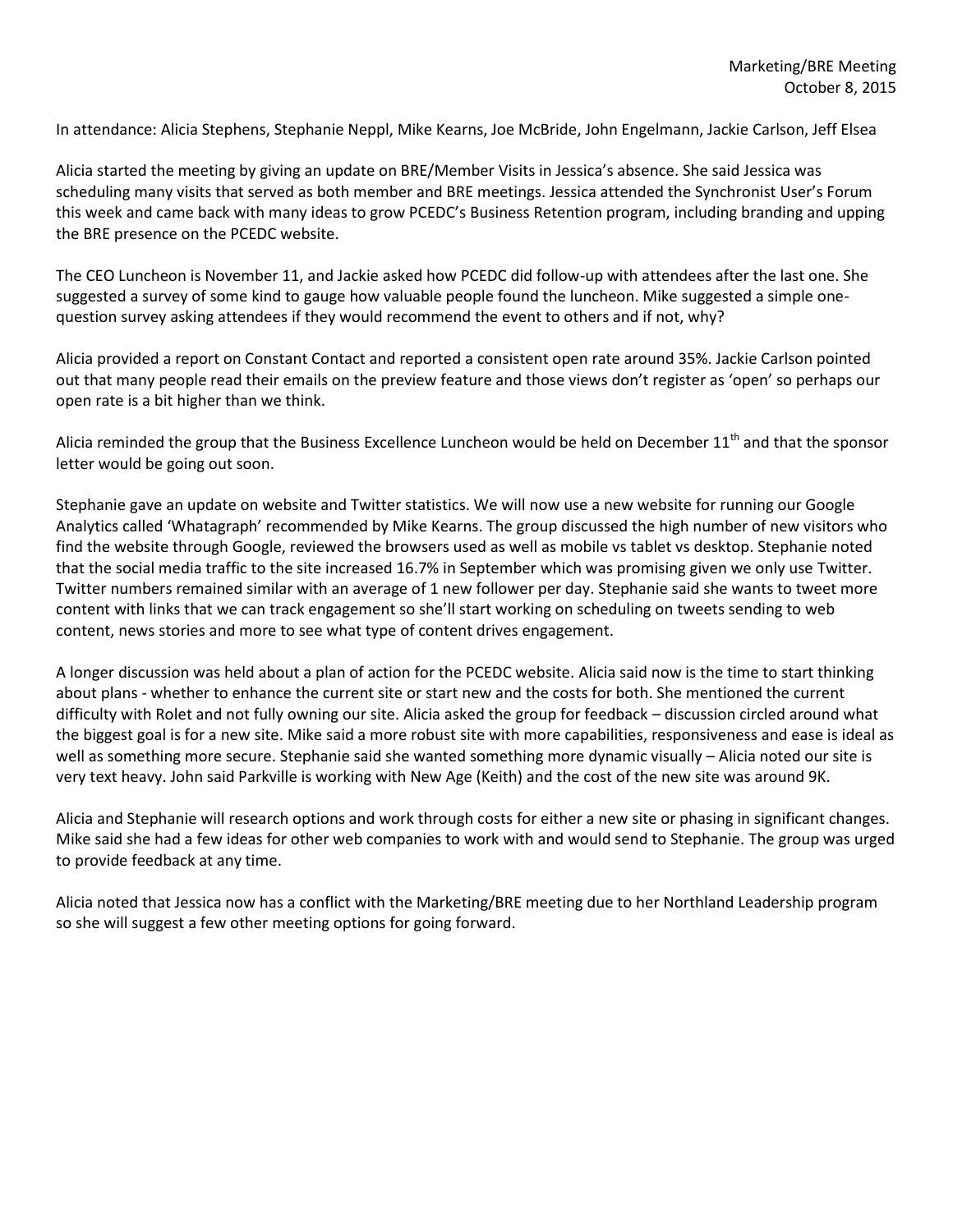Marketing/BRE Meeting
October 8, 2015

In attendance: Alicia Stephens, Stephanie Neppl, Mike Kearns, Joe McBride, John Engelmann, Jackie Carlson, Jeff Elsea

Alicia started the meeting by giving an update on BRE/Member Visits in Jessica's absence. She said Jessica was scheduling many visits that served as both member and BRE meetings. Jessica attended the Synchronist User's Forum this week and came back with many ideas to grow PCEDC's Business Retention program, including branding and upping the BRE presence on the PCEDC website.

The CEO Luncheon is November 11, and Jackie asked how PCEDC did follow-up with attendees after the last one. She suggested a survey of some kind to gauge how valuable people found the luncheon. Mike suggested a simple one-question survey asking attendees if they would recommend the event to others and if not, why?

Alicia provided a report on Constant Contact and reported a consistent open rate around 35%. Jackie Carlson pointed out that many people read their emails on the preview feature and those views don't register as 'open' so perhaps our open rate is a bit higher than we think.

Alicia reminded the group that the Business Excellence Luncheon would be held on December 11th and that the sponsor letter would be going out soon.

Stephanie gave an update on website and Twitter statistics. We will now use a new website for running our Google Analytics called 'Whatagraph' recommended by Mike Kearns. The group discussed the high number of new visitors who find the website through Google, reviewed the browsers used as well as mobile vs tablet vs desktop. Stephanie noted that the social media traffic to the site increased 16.7% in September which was promising given we only use Twitter. Twitter numbers remained similar with an average of 1 new follower per day. Stephanie said she wants to tweet more content with links that we can track engagement so she'll start working on scheduling on tweets sending to web content, news stories and more to see what type of content drives engagement.

A longer discussion was held about a plan of action for the PCEDC website. Alicia said now is the time to start thinking about plans - whether to enhance the current site or start new and the costs for both. She mentioned the current difficulty with Rolet and not fully owning our site. Alicia asked the group for feedback – discussion circled around what the biggest goal is for a new site. Mike said a more robust site with more capabilities, responsiveness and ease is ideal as well as something more secure. Stephanie said she wanted something more dynamic visually – Alicia noted our site is very text heavy. John said Parkville is working with New Age (Keith) and the cost of the new site was around 9K.

Alicia and Stephanie will research options and work through costs for either a new site or phasing in significant changes. Mike said she had a few ideas for other web companies to work with and would send to Stephanie. The group was urged to provide feedback at any time.

Alicia noted that Jessica now has a conflict with the Marketing/BRE meeting due to her Northland Leadership program so she will suggest a few other meeting options for going forward.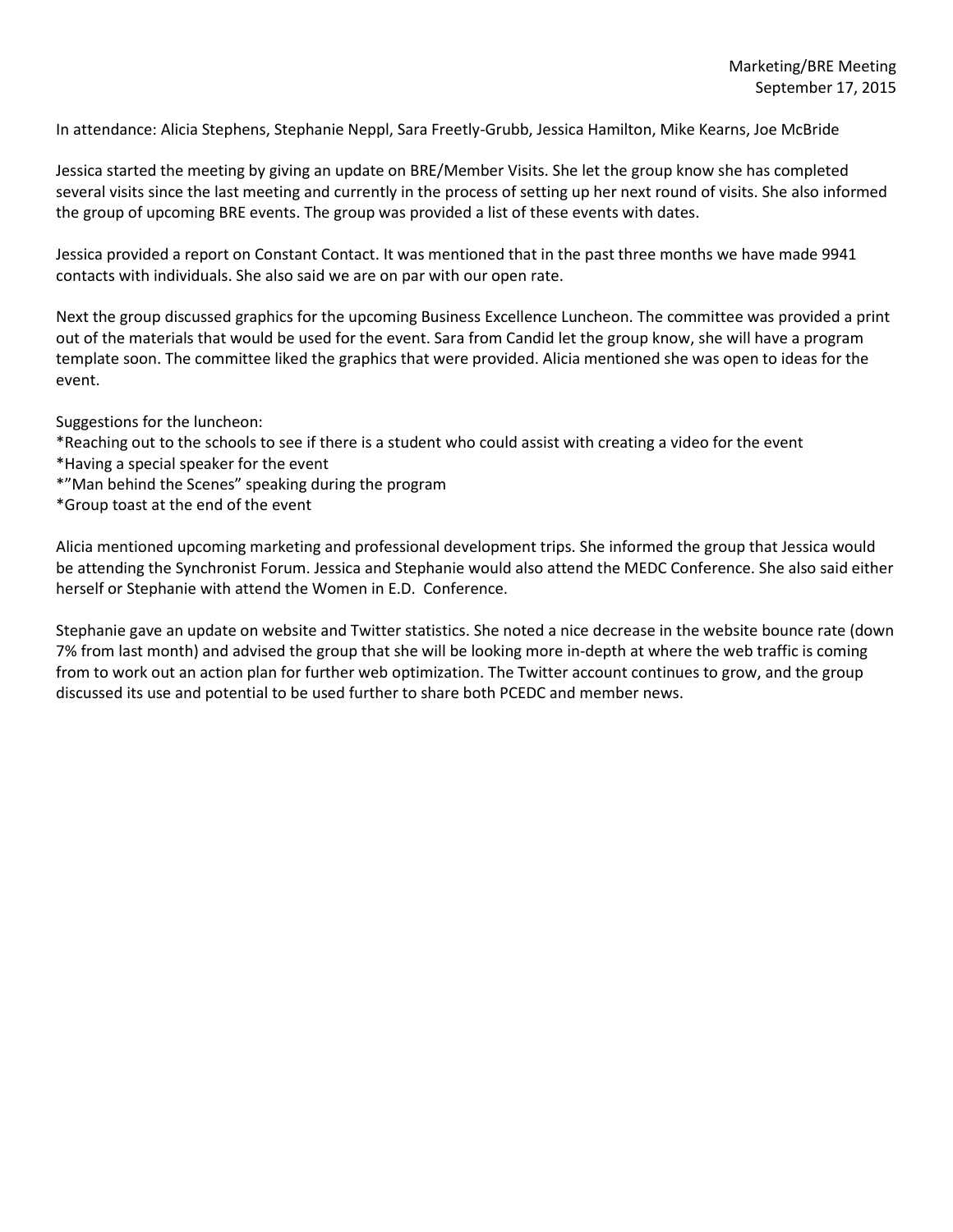Marketing/BRE Meeting
September 17, 2015

In attendance: Alicia Stephens, Stephanie Neppl, Sara Freetly-Grubb, Jessica Hamilton, Mike Kearns, Joe McBride

Jessica started the meeting by giving an update on BRE/Member Visits. She let the group know she has completed several visits since the last meeting and currently in the process of setting up her next round of visits. She also informed the group of upcoming BRE events. The group was provided a list of these events with dates.

Jessica provided a report on Constant Contact. It was mentioned that in the past three months we have made 9941 contacts with individuals. She also said we are on par with our open rate.

Next the group discussed graphics for the upcoming Business Excellence Luncheon. The committee was provided a print out of the materials that would be used for the event. Sara from Candid let the group know, she will have a program template soon. The committee liked the graphics that were provided. Alicia mentioned she was open to ideas for the event.

Suggestions for the luncheon:
*Reaching out to the schools to see if there is a student who could assist with creating a video for the event
*Having a special speaker for the event
*"Man behind the Scenes" speaking during the program
*Group toast at the end of the event

Alicia mentioned upcoming marketing and professional development trips. She informed the group that Jessica would be attending the Synchronist Forum. Jessica and Stephanie would also attend the MEDC Conference. She also said either herself or Stephanie with attend the Women in E.D. Conference.

Stephanie gave an update on website and Twitter statistics. She noted a nice decrease in the website bounce rate (down 7% from last month) and advised the group that she will be looking more in-depth at where the web traffic is coming from to work out an action plan for further web optimization. The Twitter account continues to grow, and the group discussed its use and potential to be used further to share both PCEDC and member news.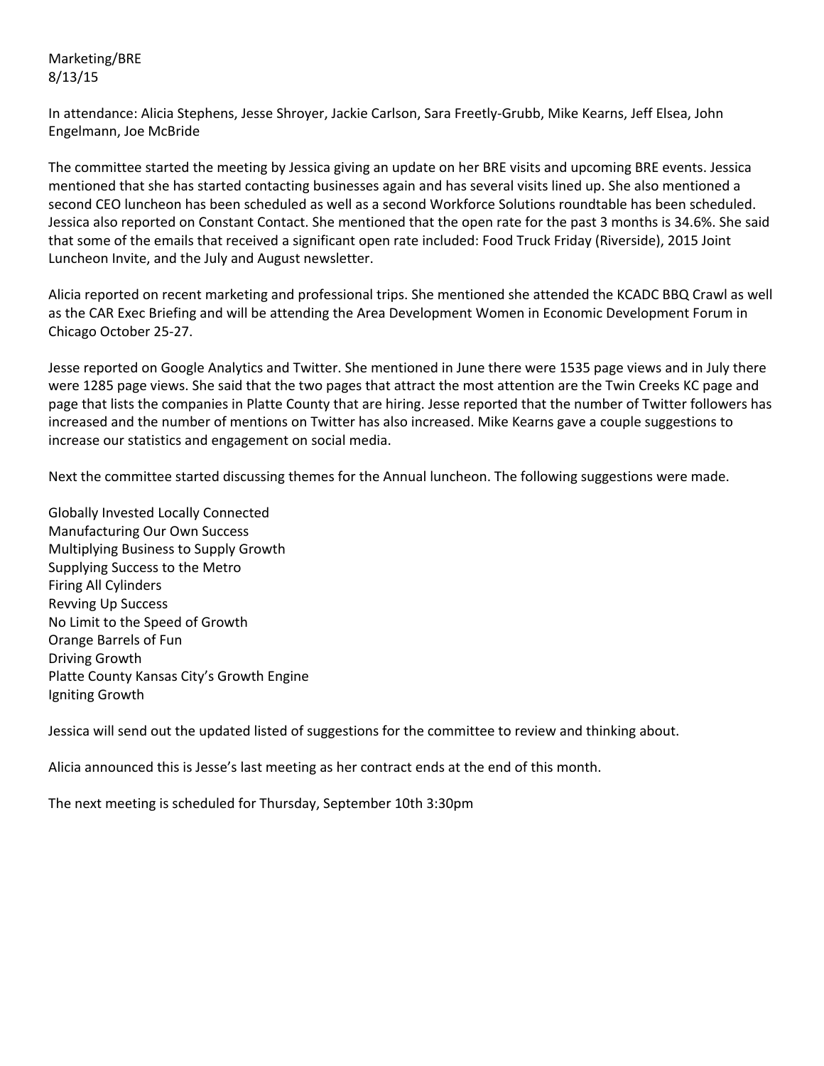Marketing/BRE
8/13/15

In attendance: Alicia Stephens, Jesse Shroyer, Jackie Carlson, Sara Freetly-Grubb, Mike Kearns, Jeff Elsea, John Engelmann, Joe McBride

The committee started the meeting by Jessica giving an update on her BRE visits and upcoming BRE events. Jessica mentioned that she has started contacting businesses again and has several visits lined up. She also mentioned a second CEO luncheon has been scheduled as well as a second Workforce Solutions roundtable has been scheduled. Jessica also reported on Constant Contact. She mentioned that the open rate for the past 3 months is 34.6%. She said that some of the emails that received a significant open rate included: Food Truck Friday (Riverside), 2015 Joint Luncheon Invite, and the July and August newsletter.

Alicia reported on recent marketing and professional trips. She mentioned she attended the KCADC BBQ Crawl as well as the CAR Exec Briefing and will be attending the Area Development Women in Economic Development Forum in Chicago October 25-27.

Jesse reported on Google Analytics and Twitter. She mentioned in June there were 1535 page views and in July there were 1285 page views. She said that the two pages that attract the most attention are the Twin Creeks KC page and page that lists the companies in Platte County that are hiring. Jesse reported that the number of Twitter followers has increased and the number of mentions on Twitter has also increased. Mike Kearns gave a couple suggestions to increase our statistics and engagement on social media.

Next the committee started discussing themes for the Annual luncheon. The following suggestions were made.

Globally Invested Locally Connected
Manufacturing Our Own Success
Multiplying Business to Supply Growth
Supplying Success to the Metro
Firing All Cylinders
Revving Up Success
No Limit to the Speed of Growth
Orange Barrels of Fun
Driving Growth
Platte County Kansas City's Growth Engine
Igniting Growth

Jessica will send out the updated listed of suggestions for the committee to review and thinking about.

Alicia announced this is Jesse's last meeting as her contract ends at the end of this month.

The next meeting is scheduled for Thursday, September 10th 3:30pm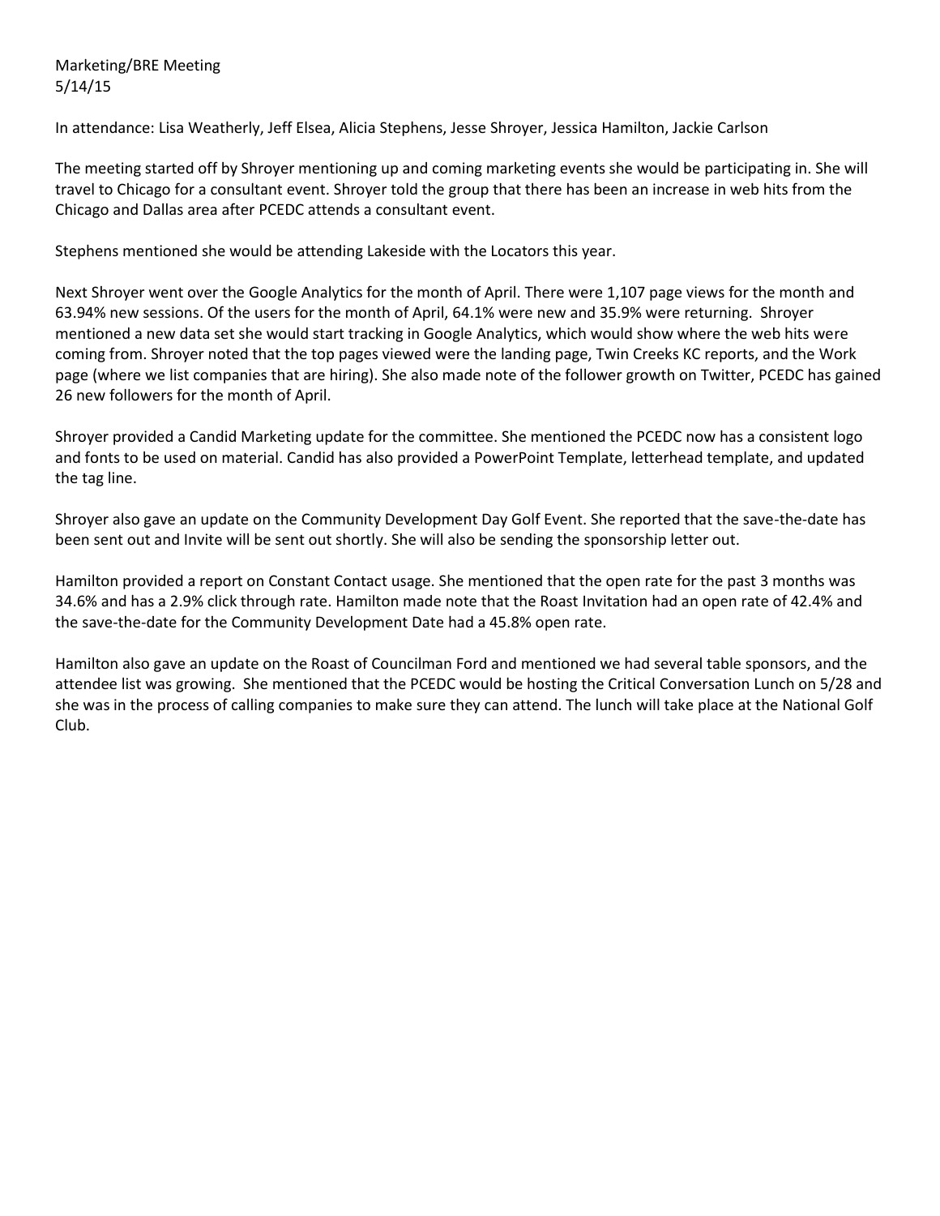Marketing/BRE Meeting
5/14/15

In attendance: Lisa Weatherly, Jeff Elsea, Alicia Stephens, Jesse Shroyer, Jessica Hamilton, Jackie Carlson

The meeting started off by Shroyer mentioning up and coming marketing events she would be participating in. She will travel to Chicago for a consultant event. Shroyer told the group that there has been an increase in web hits from the Chicago and Dallas area after PCEDC attends a consultant event.

Stephens mentioned she would be attending Lakeside with the Locators this year.

Next Shroyer went over the Google Analytics for the month of April. There were 1,107 page views for the month and 63.94% new sessions. Of the users for the month of April, 64.1% were new and 35.9% were returning. Shroyer mentioned a new data set she would start tracking in Google Analytics, which would show where the web hits were coming from. Shroyer noted that the top pages viewed were the landing page, Twin Creeks KC reports, and the Work page (where we list companies that are hiring). She also made note of the follower growth on Twitter, PCEDC has gained 26 new followers for the month of April.

Shroyer provided a Candid Marketing update for the committee. She mentioned the PCEDC now has a consistent logo and fonts to be used on material. Candid has also provided a PowerPoint Template, letterhead template, and updated the tag line.

Shroyer also gave an update on the Community Development Day Golf Event. She reported that the save-the-date has been sent out and Invite will be sent out shortly. She will also be sending the sponsorship letter out.

Hamilton provided a report on Constant Contact usage. She mentioned that the open rate for the past 3 months was 34.6% and has a 2.9% click through rate. Hamilton made note that the Roast Invitation had an open rate of 42.4% and the save-the-date for the Community Development Date had a 45.8% open rate.

Hamilton also gave an update on the Roast of Councilman Ford and mentioned we had several table sponsors, and the attendee list was growing. She mentioned that the PCEDC would be hosting the Critical Conversation Lunch on 5/28 and she was in the process of calling companies to make sure they can attend. The lunch will take place at the National Golf Club.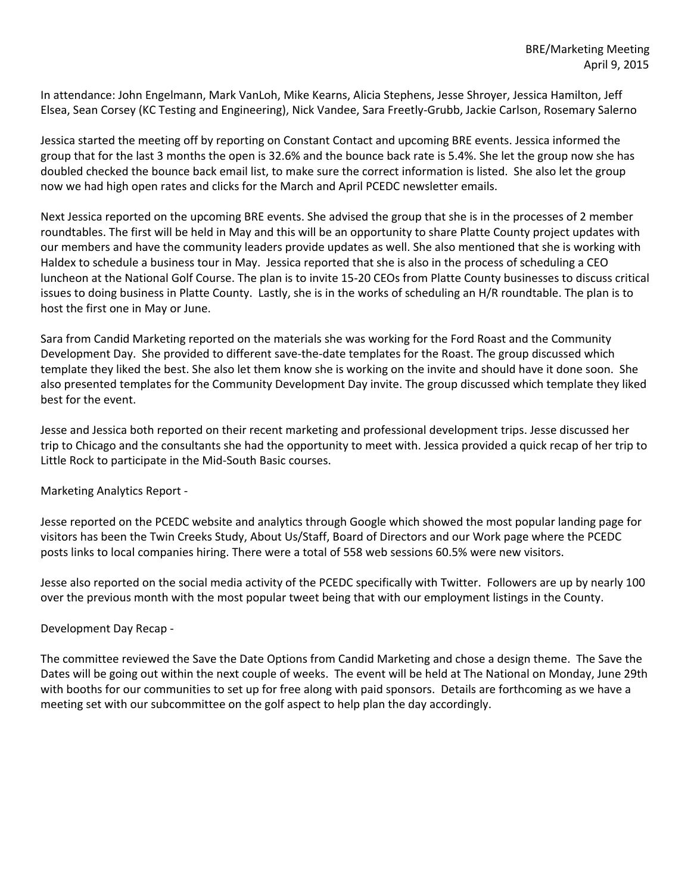BRE/Marketing Meeting
April 9, 2015

In attendance: John Engelmann, Mark VanLoh, Mike Kearns, Alicia Stephens, Jesse Shroyer, Jessica Hamilton, Jeff Elsea, Sean Corsey (KC Testing and Engineering), Nick Vandee, Sara Freetly-Grubb, Jackie Carlson, Rosemary Salerno

Jessica started the meeting off by reporting on Constant Contact and upcoming BRE events. Jessica informed the group that for the last 3 months the open is 32.6% and the bounce back rate is 5.4%. She let the group now she has doubled checked the bounce back email list, to make sure the correct information is listed. She also let the group now we had high open rates and clicks for the March and April PCEDC newsletter emails.

Next Jessica reported on the upcoming BRE events. She advised the group that she is in the processes of 2 member roundtables. The first will be held in May and this will be an opportunity to share Platte County project updates with our members and have the community leaders provide updates as well. She also mentioned that she is working with Haldex to schedule a business tour in May. Jessica reported that she is also in the process of scheduling a CEO luncheon at the National Golf Course. The plan is to invite 15-20 CEOs from Platte County businesses to discuss critical issues to doing business in Platte County. Lastly, she is in the works of scheduling an H/R roundtable. The plan is to host the first one in May or June.

Sara from Candid Marketing reported on the materials she was working for the Ford Roast and the Community Development Day. She provided to different save-the-date templates for the Roast. The group discussed which template they liked the best. She also let them know she is working on the invite and should have it done soon. She also presented templates for the Community Development Day invite. The group discussed which template they liked best for the event.

Jesse and Jessica both reported on their recent marketing and professional development trips. Jesse discussed her trip to Chicago and the consultants she had the opportunity to meet with. Jessica provided a quick recap of her trip to Little Rock to participate in the Mid-South Basic courses.

Marketing Analytics Report -

Jesse reported on the PCEDC website and analytics through Google which showed the most popular landing page for visitors has been the Twin Creeks Study, About Us/Staff, Board of Directors and our Work page where the PCEDC posts links to local companies hiring. There were a total of 558 web sessions 60.5% were new visitors.

Jesse also reported on the social media activity of the PCEDC specifically with Twitter. Followers are up by nearly 100 over the previous month with the most popular tweet being that with our employment listings in the County.

Development Day Recap -

The committee reviewed the Save the Date Options from Candid Marketing and chose a design theme. The Save the Dates will be going out within the next couple of weeks. The event will be held at The National on Monday, June 29th with booths for our communities to set up for free along with paid sponsors. Details are forthcoming as we have a meeting set with our subcommittee on the golf aspect to help plan the day accordingly.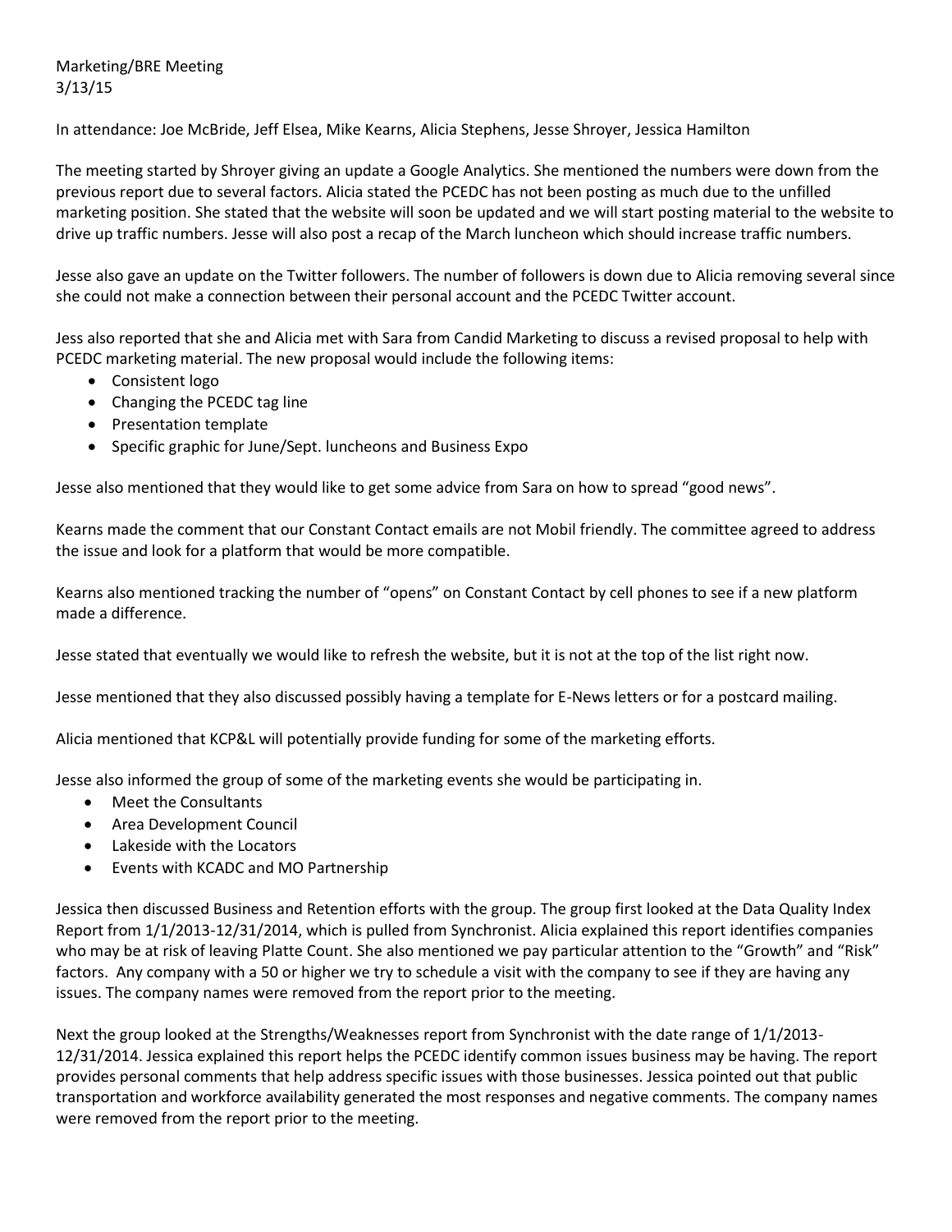Marketing/BRE Meeting
3/13/15

In attendance: Joe McBride, Jeff Elsea, Mike Kearns, Alicia Stephens, Jesse Shroyer, Jessica Hamilton

The meeting started by Shroyer giving an update a Google Analytics. She mentioned the numbers were down from the previous report due to several factors. Alicia stated the PCEDC has not been posting as much due to the unfilled marketing position. She stated that the website will soon be updated and we will start posting material to the website to drive up traffic numbers. Jesse will also post a recap of the March luncheon which should increase traffic numbers.

Jesse also gave an update on the Twitter followers. The number of followers is down due to Alicia removing several since she could not make a connection between their personal account and the PCEDC Twitter account.

Jess also reported that she and Alicia met with Sara from Candid Marketing to discuss a revised proposal to help with PCEDC marketing material. The new proposal would include the following items:

- Consistent logo
- Changing the PCEDC tag line
- Presentation template
- Specific graphic for June/Sept. luncheons and Business Expo

Jesse also mentioned that they would like to get some advice from Sara on how to spread "good news".

Kearns made the comment that our Constant Contact emails are not Mobil friendly. The committee agreed to address the issue and look for a platform that would be more compatible.

Kearns also mentioned tracking the number of "opens" on Constant Contact by cell phones to see if a new platform made a difference.

Jesse stated that eventually we would like to refresh the website, but it is not at the top of the list right now.

Jesse mentioned that they also discussed possibly having a template for E-News letters or for a postcard mailing.

Alicia mentioned that KCP&L will potentially provide funding for some of the marketing efforts.

Jesse also informed the group of some of the marketing events she would be participating in.

- Meet the Consultants
- Area Development Council
- Lakeside with the Locators
- Events with KCADC and MO Partnership

Jessica then discussed Business and Retention efforts with the group. The group first looked at the Data Quality Index Report from 1/1/2013-12/31/2014, which is pulled from Synchronist. Alicia explained this report identifies companies who may be at risk of leaving Platte Count. She also mentioned we pay particular attention to the "Growth" and "Risk" factors. Any company with a 50 or higher we try to schedule a visit with the company to see if they are having any issues. The company names were removed from the report prior to the meeting.

Next the group looked at the Strengths/Weaknesses report from Synchronist with the date range of 1/1/2013-12/31/2014. Jessica explained this report helps the PCEDC identify common issues business may be having. The report provides personal comments that help address specific issues with those businesses. Jessica pointed out that public transportation and workforce availability generated the most responses and negative comments. The company names were removed from the report prior to the meeting.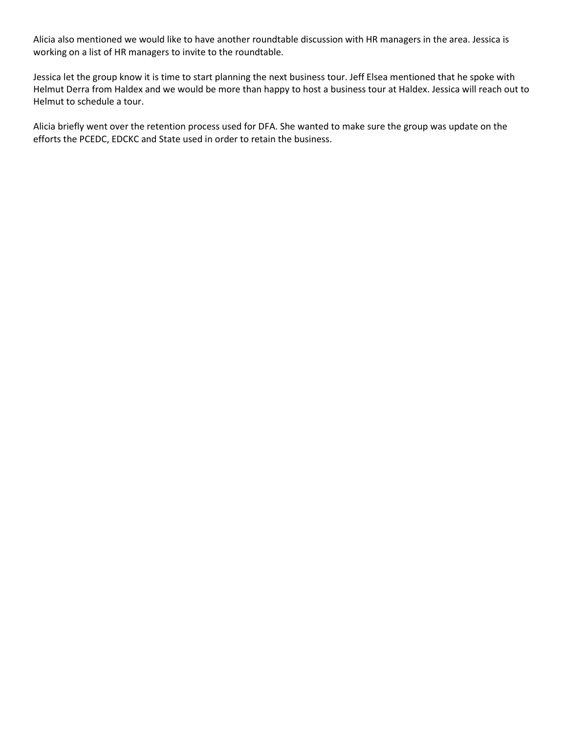Alicia also mentioned we would like to have another roundtable discussion with HR managers in the area. Jessica is working on a list of HR managers to invite to the roundtable.

Jessica let the group know it is time to start planning the next business tour. Jeff Elsea mentioned that he spoke with Helmut Derra from Haldex and we would be more than happy to host a business tour at Haldex. Jessica will reach out to Helmut to schedule a tour.

Alicia briefly went over the retention process used for DFA. She wanted to make sure the group was update on the efforts the PCEDC, EDCKC and State used in order to retain the business.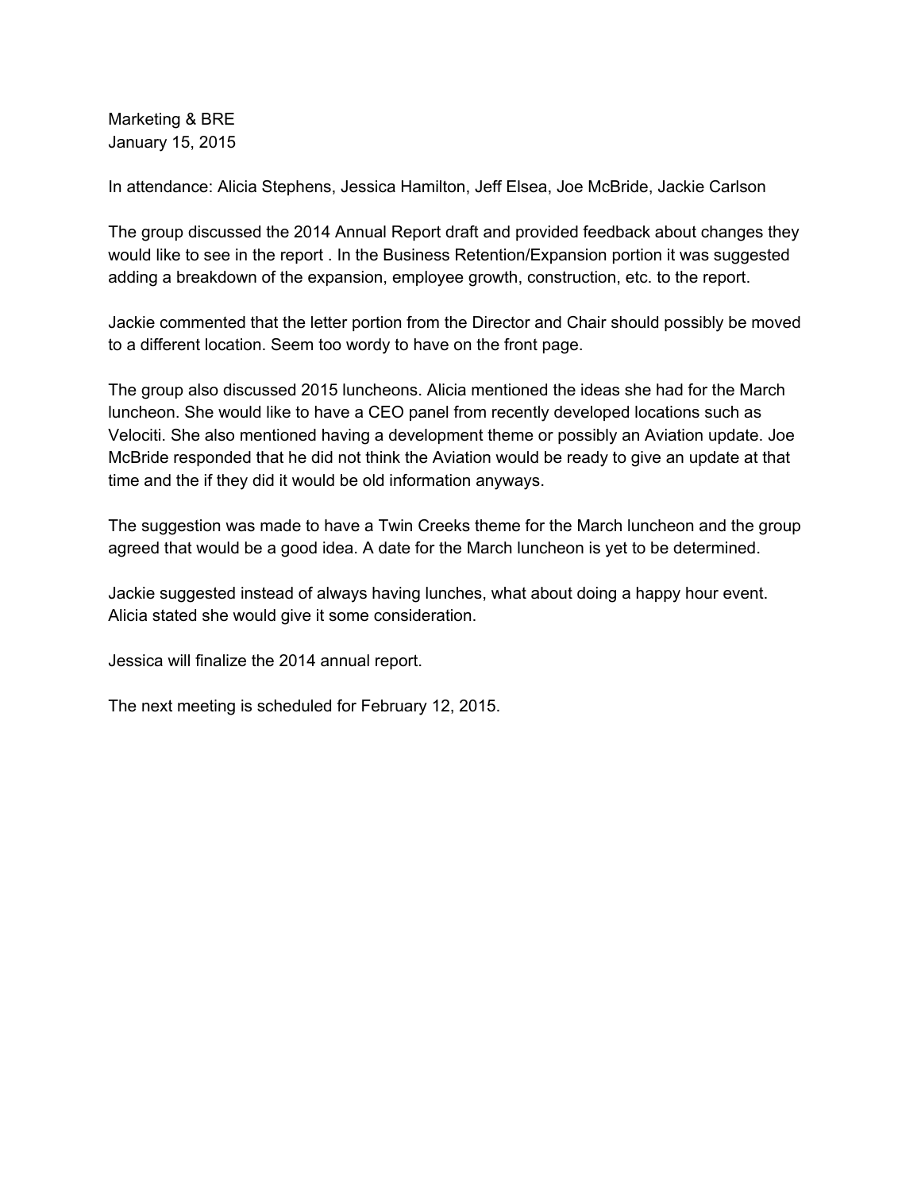Marketing & BRE
January 15, 2015

In attendance: Alicia Stephens, Jessica Hamilton, Jeff Elsea, Joe McBride, Jackie Carlson

The group discussed the 2014 Annual Report draft and provided feedback about changes they would like to see in the report . In the Business Retention/Expansion portion it was suggested adding a breakdown of the expansion, employee growth, construction, etc. to the report.

Jackie commented that the letter portion from the Director and Chair should possibly be moved to a different location. Seem too wordy to have on the front page.

The group also discussed 2015 luncheons. Alicia mentioned the ideas she had for the March luncheon. She would like to have a CEO panel from recently developed locations such as Velociti. She also mentioned having a development theme or possibly an Aviation update. Joe McBride responded that he did not think the Aviation would be ready to give an update at that time and the if they did it would be old information anyways.

The suggestion was made to have a Twin Creeks theme for the March luncheon and the group agreed that would be a good idea. A date for the March luncheon is yet to be determined.

Jackie suggested instead of always having lunches, what about doing a happy hour event. Alicia stated she would give it some consideration.

Jessica will finalize the 2014 annual report.

The next meeting is scheduled for February 12, 2015.